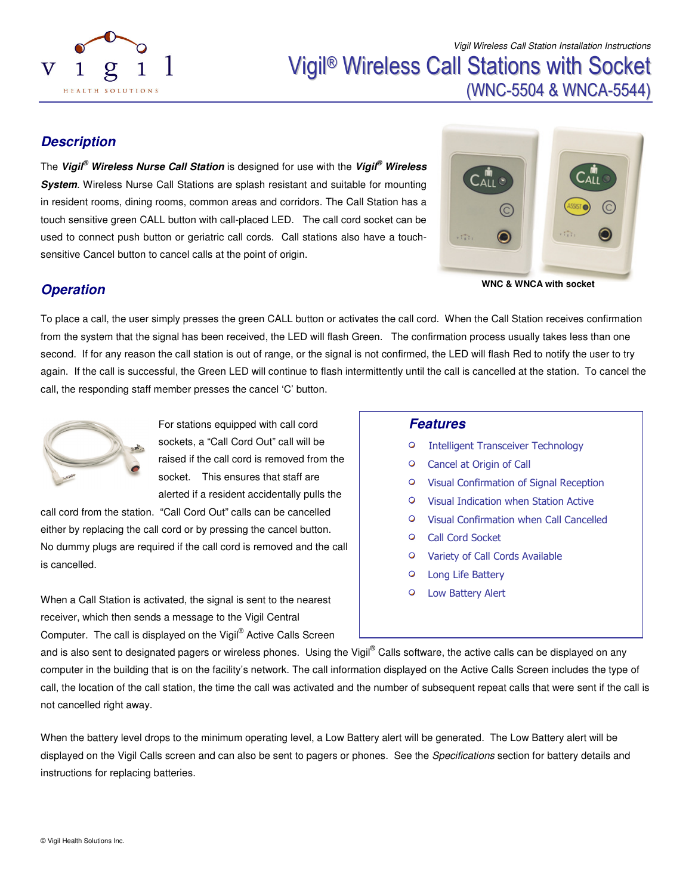# Vigil® Wireless Call Stations with Socket (WNC-5504 & WNCA-5544)

## *Description*

The ***Vigil® Wireless Nurse Call Station*** is designed for use with the ***Vigil® Wireless System***. Wireless Nurse Call Stations are splash resistant and suitable for mounting in resident rooms, dining rooms, common areas and corridors. The Call Station has a touch sensitive green CALL button with call-placed LED. The call cord socket can be used to connect push button or geriatric call cords. Call stations also have a touch-sensitive Cancel button to cancel calls at the point of origin.

**WNC & WNCA with socket**

## *Operation*

To place a call, the user simply presses the green CALL button or activates the call cord. When the Call Station receives confirmation from the system that the signal has been received, the LED will flash Green. The confirmation process usually takes less than one second. If for any reason the call station is out of range, or the signal is not confirmed, the LED will flash Red to notify the user to try again. If the call is successful, the Green LED will continue to flash intermittently until the call is cancelled at the station. To cancel the call, the responding staff member presses the cancel 'C' button.

For stations equipped with call cord sockets, a "Call Cord Out" call will be raised if the call cord is removed from the socket. This ensures that staff are alerted if a resident accidentally pulls the call cord from the station. "Call Cord Out" calls can be cancelled either by replacing the call cord or by pressing the cancel button. No dummy plugs are required if the call cord is removed and the call is cancelled.

When a Call Station is activated, the signal is sent to the nearest receiver, which then sends a message to the Vigil Central Computer. The call is displayed on the Vigil® Active Calls Screen and is also sent to designated pagers or wireless phones. Using the Vigil® Calls software, the active calls can be displayed on any computer in the building that is on the facility's network. The call information displayed on the Active Calls Screen includes the type of call, the location of the call station, the time the call was activated and the number of subsequent repeat calls that were sent if the call is not cancelled right away.

When the battery level drops to the minimum operating level, a Low Battery alert will be generated. The Low Battery alert will be displayed on the Vigil Calls screen and can also be sent to pagers or phones. See the *Specifications* section for battery details and instructions for replacing batteries.

### *Features*

- Intelligent Transceiver Technology
- Cancel at Origin of Call
- Visual Confirmation of Signal Reception
- Visual Indication when Station Active
- Visual Confirmation when Call Cancelled
- Call Cord Socket
- Variety of Call Cords Available
- Long Life Battery
- Low Battery Alert

© Vigil Health Solutions Inc.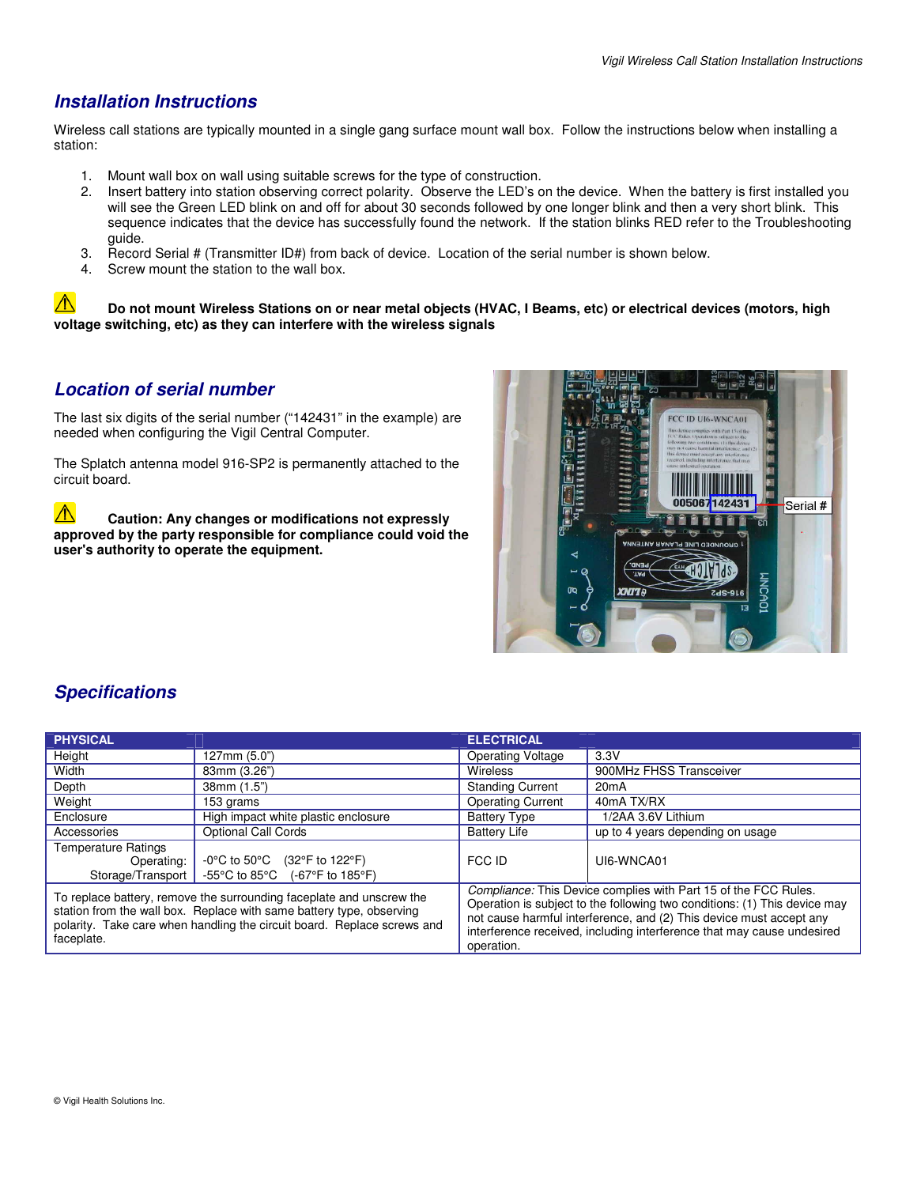## Installation Instructions

Wireless call stations are typically mounted in a single gang surface mount wall box. Follow the instructions below when installing a station:

1. Mount wall box on wall using suitable screws for the type of construction.
2. Insert battery into station observing correct polarity. Observe the LED's on the device. When the battery is first installed you will see the Green LED blink on and off for about 30 seconds followed by one longer blink and then a very short blink. This sequence indicates that the device has successfully found the network. If the station blinks RED refer to the Troubleshooting guide.
3. Record Serial # (Transmitter ID#) from back of device. Location of the serial number is shown below.
4. Screw mount the station to the wall box.

⚠ **Do not mount Wireless Stations on or near metal objects (HVAC, I Beams, etc) or electrical devices (motors, high voltage switching, etc) as they can interfere with the wireless signals**

## Location of serial number

The last six digits of the serial number ("142431" in the example) are needed when configuring the Vigil Central Computer.

The Splatch antenna model 916-SP2 is permanently attached to the circuit board.

⚠ **Caution: Any changes or modifications not expressly approved by the party responsible for compliance could void the user's authority to operate the equipment.**

## Specifications

| PHYSICAL | | ELECTRICAL | |
|---|---|---|---|
| Height | 127mm (5.0") | Operating Voltage | 3.3V |
| Width | 83mm (3.26") | Wireless | 900MHz FHSS Transceiver |
| Depth | 38mm (1.5") | Standing Current | 20mA |
| Weight | 153 grams | Operating Current | 40mA TX/RX |
| Enclosure | High impact white plastic enclosure | Battery Type | 1/2AA 3.6V Lithium |
| Accessories | Optional Call Cords | Battery Life | up to 4 years depending on usage |
| Temperature Ratings<br>Operating:<br>Storage/Transport | <br>-0°C to 50°C (32°F to 122°F)<br>-55°C to 85°C (-67°F to 185°F) | FCC ID | UI6-WNCA01 |
| To replace battery, remove the surrounding faceplate and unscrew the station from the wall box. Replace with same battery type, observing polarity. Take care when handling the circuit board. Replace screws and faceplate. | | *Compliance:* This Device complies with Part 15 of the FCC Rules. Operation is subject to the following two conditions: (1) This device may not cause harmful interference, and (2) This device must accept any interference received, including interference that may cause undesired operation. | |

© Vigil Health Solutions Inc.